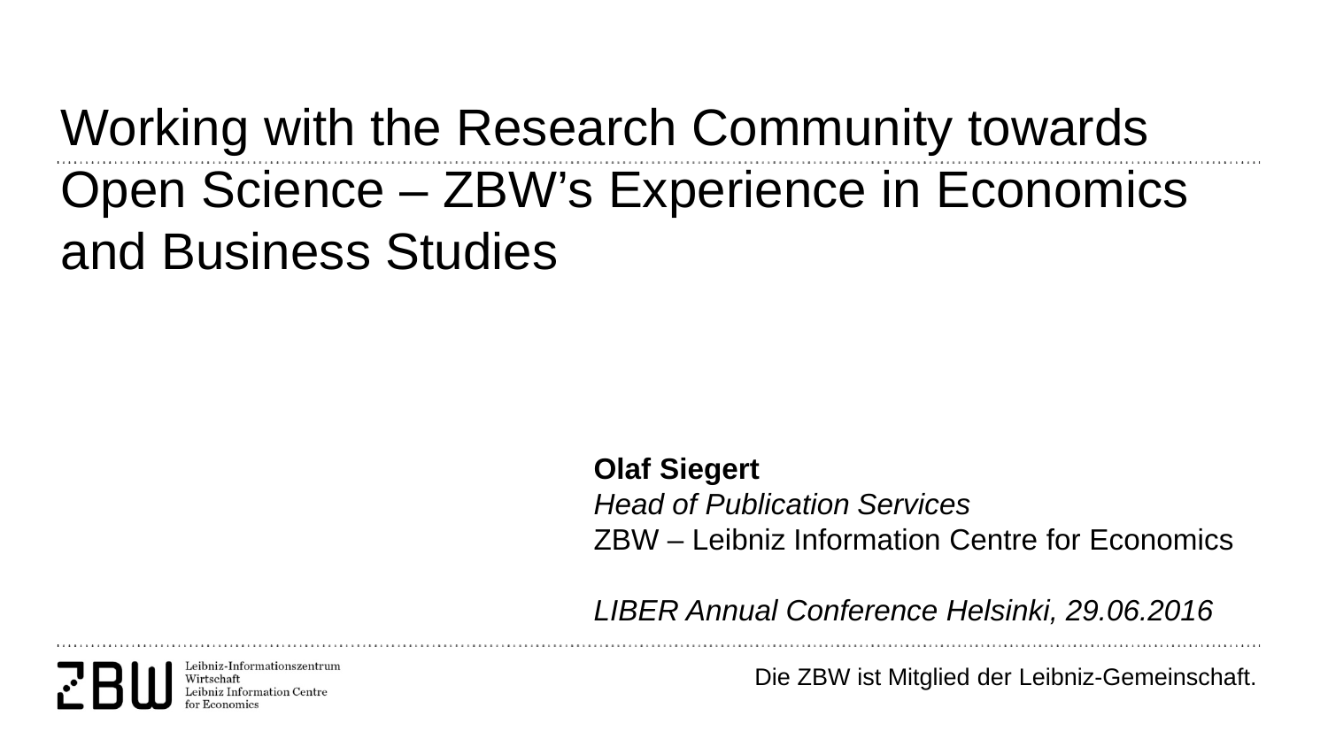# Working with the Research Community towards Open Science – ZBW's Experience in Economics and Business Studies

**Olaf Siegert**
*Head of Publication Services*
ZBW – Leibniz Information Centre for Economics

*LIBER Annual Conference Helsinki, 29.06.2016*

Leibniz-Informationszentrum Wirtschaft
Leibniz Information Centre for Economics

Die ZBW ist Mitglied der Leibniz-Gemeinschaft.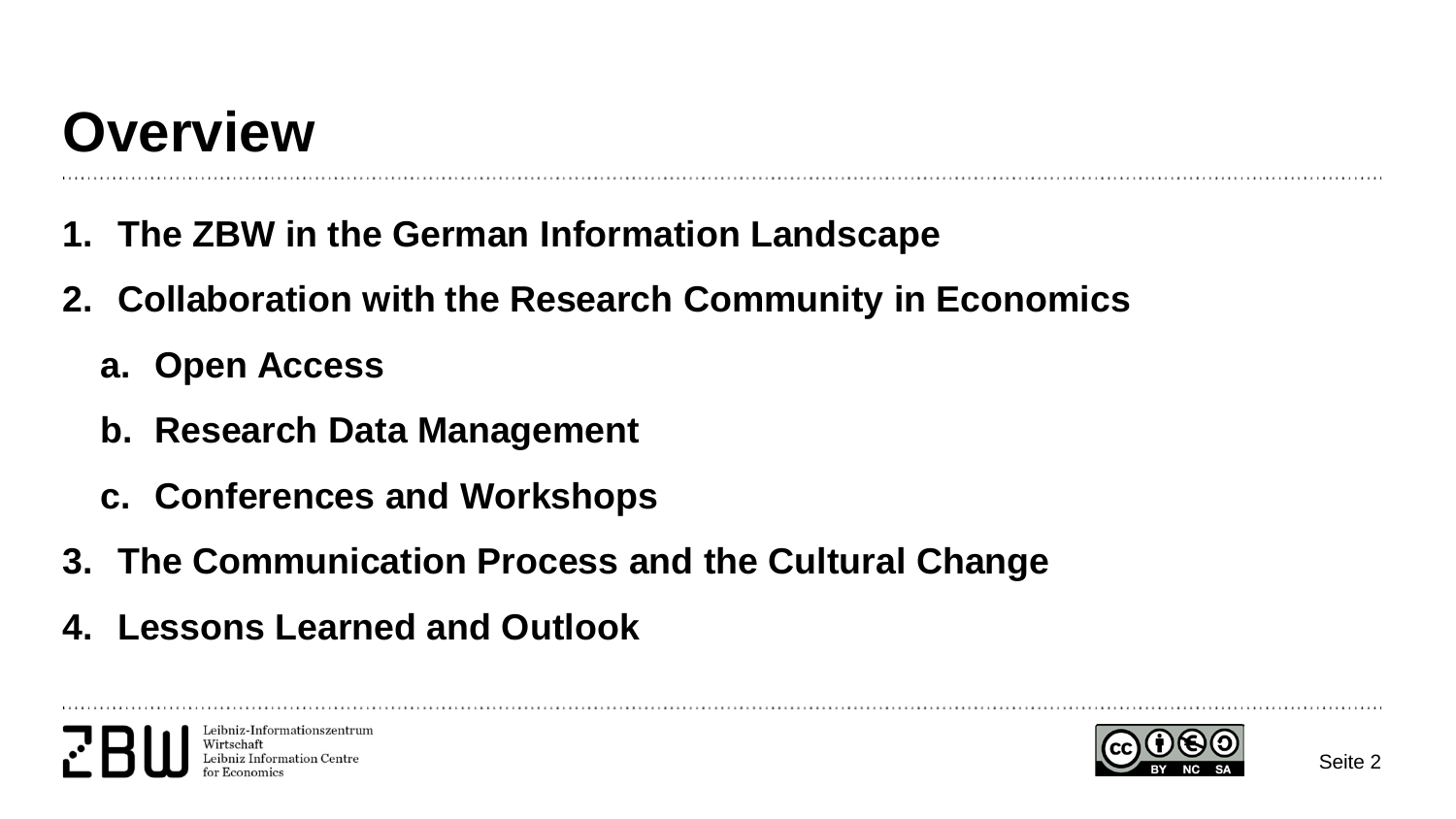# Overview

1. **The ZBW in the German Information Landscape**
2. **Collaboration with the Research Community in Economics**
    a. **Open Access**
    b. **Research Data Management**
    c. **Conferences and Workshops**
3. **The Communication Process and the Cultural Change**
4. **Lessons Learned and Outlook**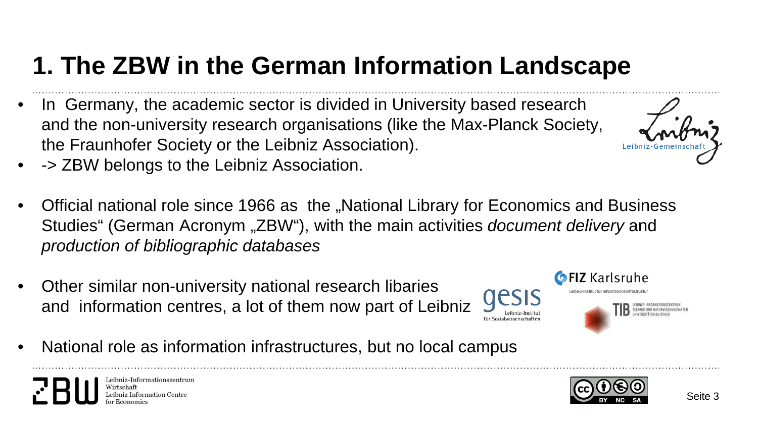# 1. The ZBW in the German Information Landscape

- In Germany, the academic sector is divided in University based research and the non-university research organisations (like the Max-Planck Society, the Fraunhofer Society or the Leibniz Association).
- -> ZBW belongs to the Leibniz Association.

- Official national role since 1966 as the „National Library for Economics and Business Studies" (German Acronym „ZBW"), with the main activities *document delivery* and *production of bibliographic databases*

- Other similar non-university national research libaries and information centres, a lot of them now part of Leibniz

- National role as information infrastructures, but no local campus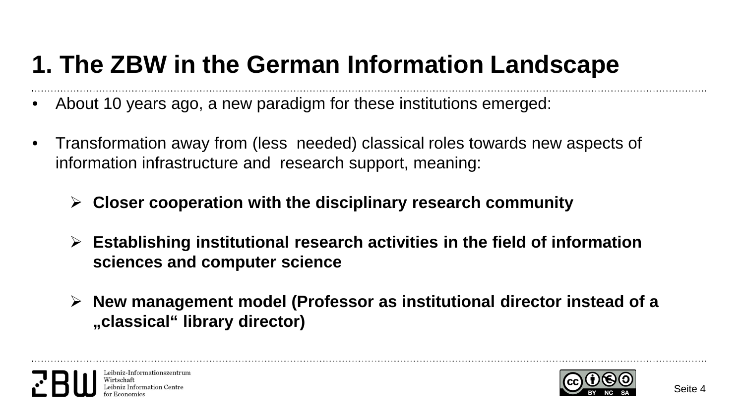# 1. The ZBW in the German Information Landscape

- About 10 years ago, a new paradigm for these institutions emerged:

- Transformation away from (less needed) classical roles towards new aspects of information infrastructure and research support, meaning:

  - **Closer cooperation with the disciplinary research community**

  - **Establishing institutional research activities in the field of information sciences and computer science**

  - **New management model (Professor as institutional director instead of a „classical“ library director)**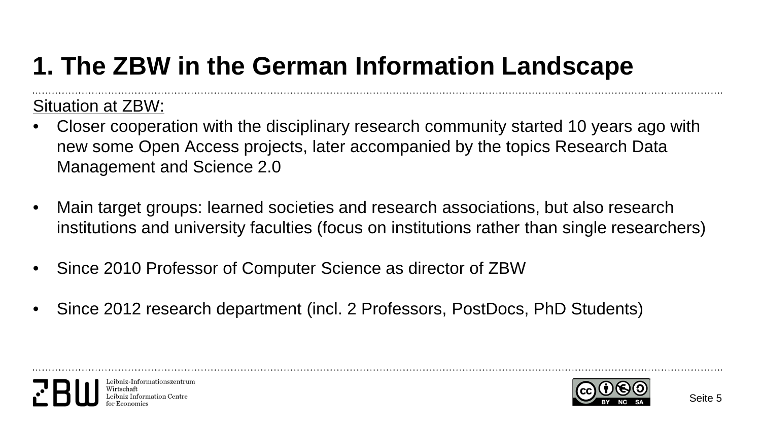# 1. The ZBW in the German Information Landscape

Situation at ZBW:

- Closer cooperation with the disciplinary research community started 10 years ago with new some Open Access projects, later accompanied by the topics Research Data Management and Science 2.0
- Main target groups: learned societies and research associations, but also research institutions and university faculties (focus on institutions rather than single researchers)
- Since 2010 Professor of Computer Science as director of ZBW
- Since 2012 research department (incl. 2 Professors, PostDocs, PhD Students)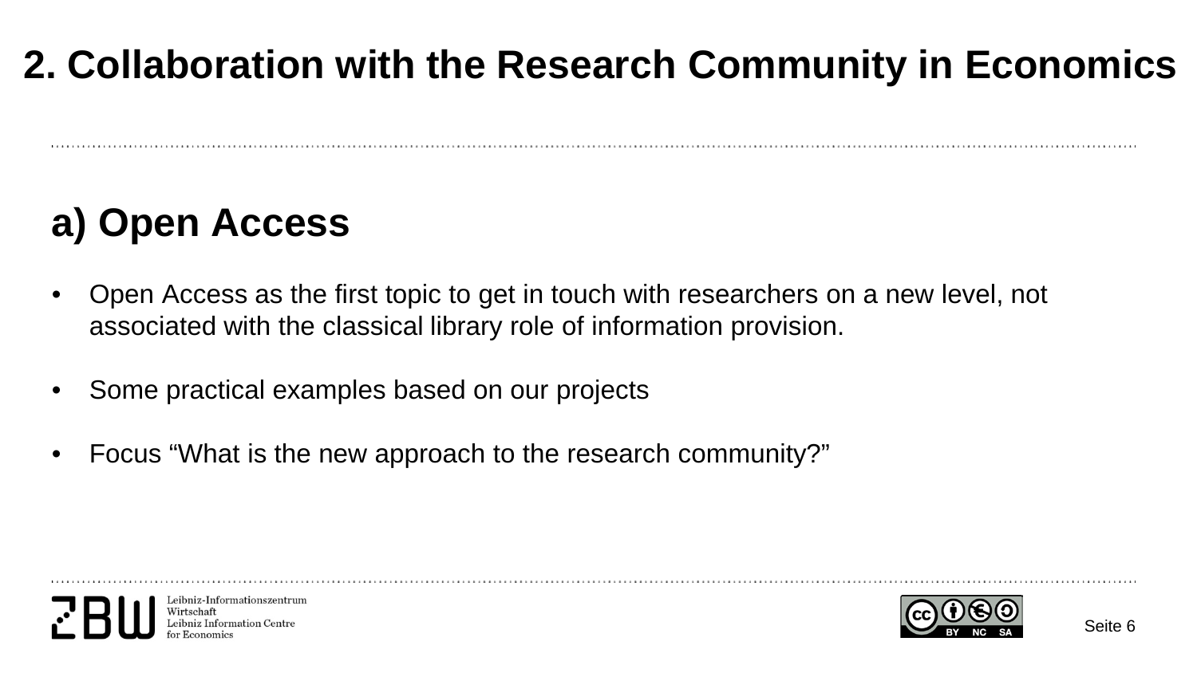# 2. Collaboration with the Research Community in Economics

## a) Open Access

- Open Access as the first topic to get in touch with researchers on a new level, not associated with the classical library role of information provision.
- Some practical examples based on our projects
- Focus “What is the new approach to the research community?”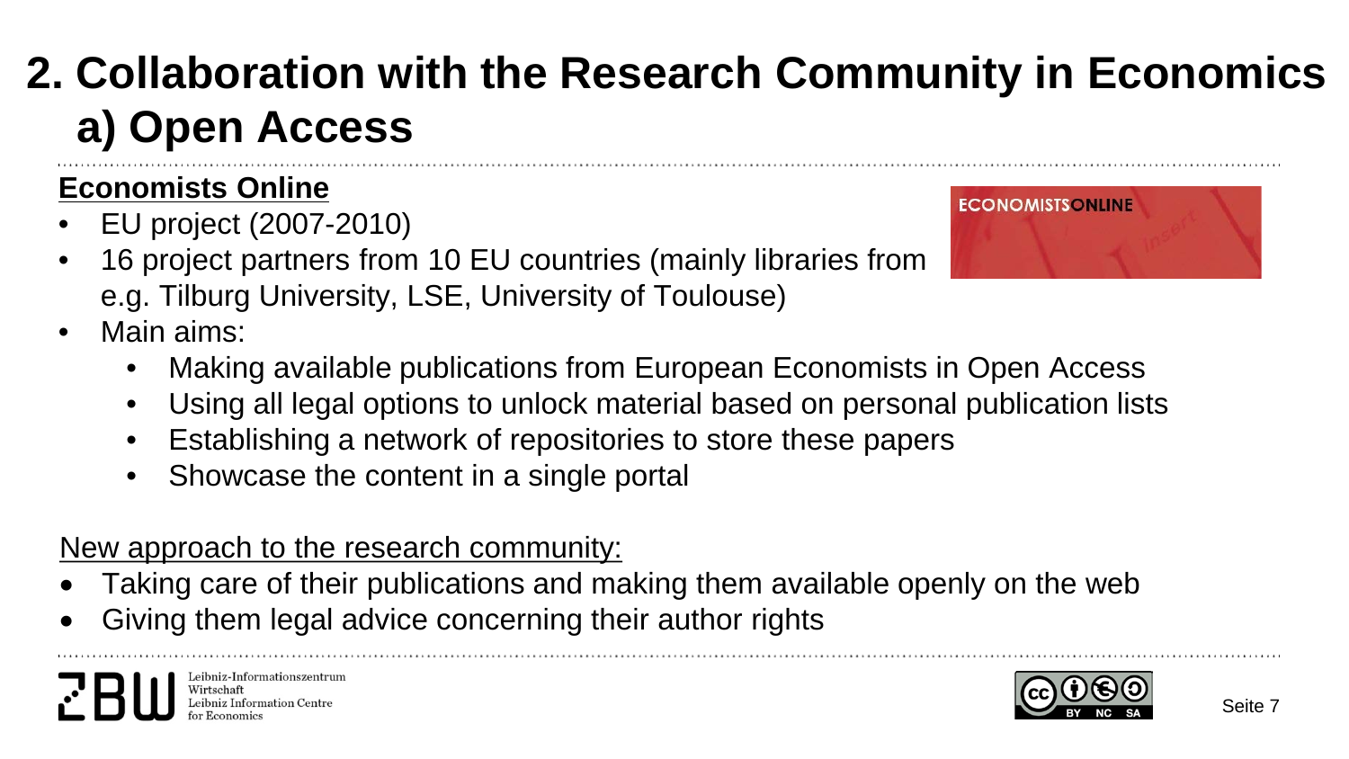# 2. Collaboration with the Research Community in Economics
# a) Open Access

**Economists Online**

- EU project (2007-2010)
- 16 project partners from 10 EU countries (mainly libraries from e.g. Tilburg University, LSE, University of Toulouse)
- Main aims:
  - Making available publications from European Economists in Open Access
  - Using all legal options to unlock material based on personal publication lists
  - Establishing a network of repositories to store these papers
  - Showcase the content in a single portal

New approach to the research community:

- Taking care of their publications and making them available openly on the web
- Giving them legal advice concerning their author rights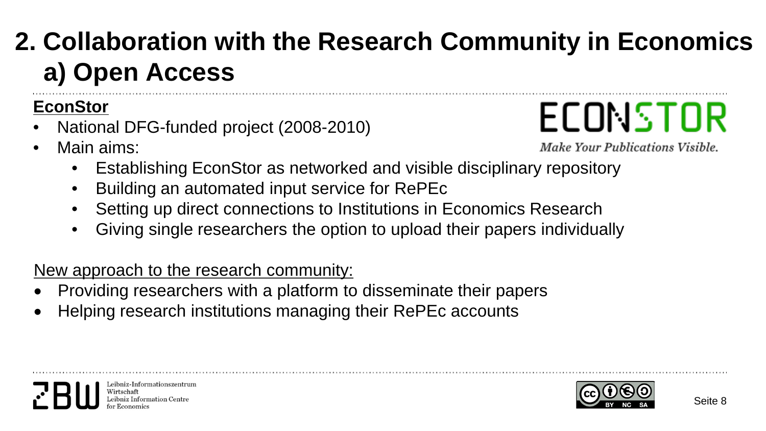# 2. Collaboration with the Research Community in Economics
## a) Open Access

**EconStor**

- National DFG-funded project (2008-2010)
- Main aims:
  - Establishing EconStor as networked and visible disciplinary repository
  - Building an automated input service for RePEc
  - Setting up direct connections to Institutions in Economics Research
  - Giving single researchers the option to upload their papers individually

ECONSTOR

*Make Your Publications Visible.*

New approach to the research community:

- Providing researchers with a platform to disseminate their papers
- Helping research institutions managing their RePEc accounts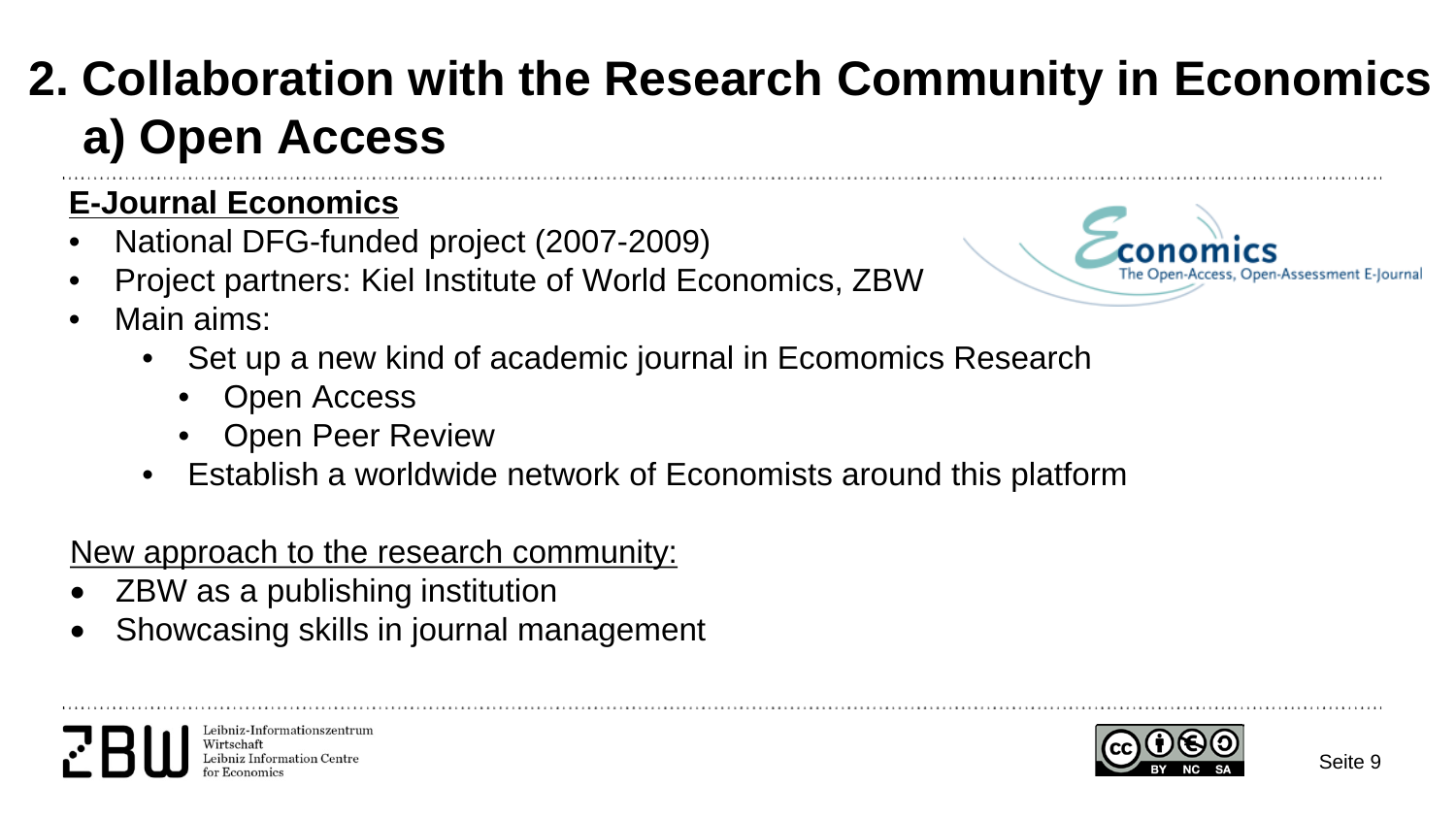# 2. Collaboration with the Research Community in Economics
## a) Open Access

**E-Journal Economics**

- National DFG-funded project (2007-2009)
- Project partners: Kiel Institute of World Economics, ZBW
- Main aims:
  - Set up a new kind of academic journal in Ecomomics Research
    - Open Access
    - Open Peer Review
  - Establish a worldwide network of Economists around this platform

New approach to the research community:

- ZBW as a publishing institution
- Showcasing skills in journal management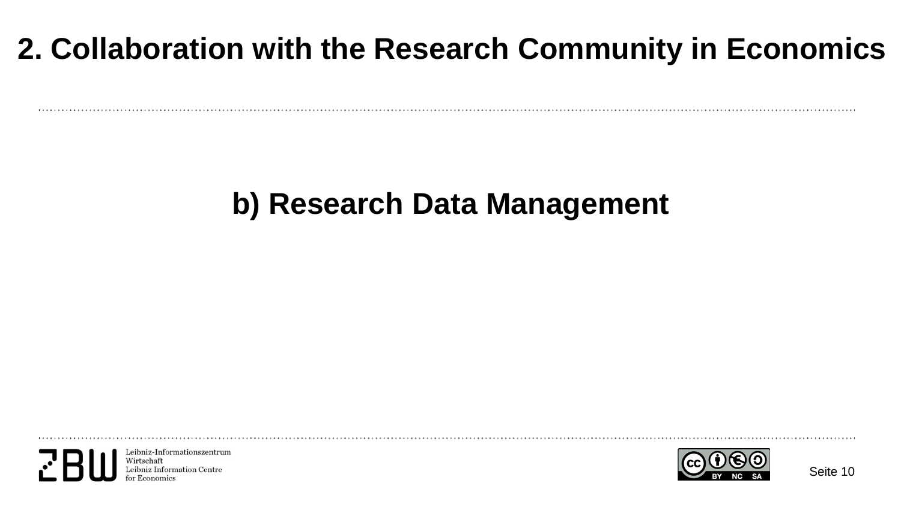# 2. Collaboration with the Research Community in Economics

## b) Research Data Management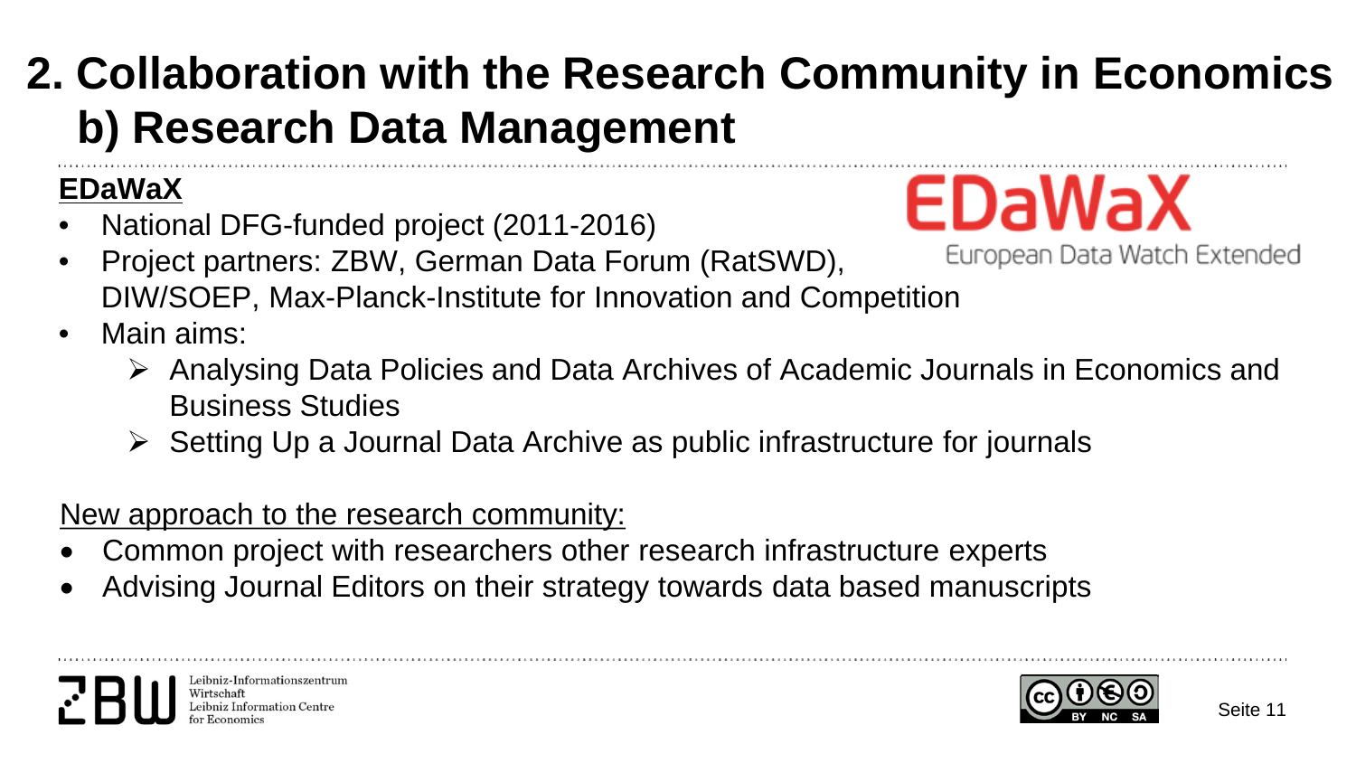# 2. Collaboration with the Research Community in Economics
## b) Research Data Management

**EDaWaX**

EDaWaX
European Data Watch Extended

- National DFG-funded project (2011-2016)
- Project partners: ZBW, German Data Forum (RatSWD), DIW/SOEP, Max-Planck-Institute for Innovation and Competition
- Main aims:
  - Analysing Data Policies and Data Archives of Academic Journals in Economics and Business Studies
  - Setting Up a Journal Data Archive as public infrastructure for journals

New approach to the research community:

- Common project with researchers other research infrastructure experts
- Advising Journal Editors on their strategy towards data based manuscripts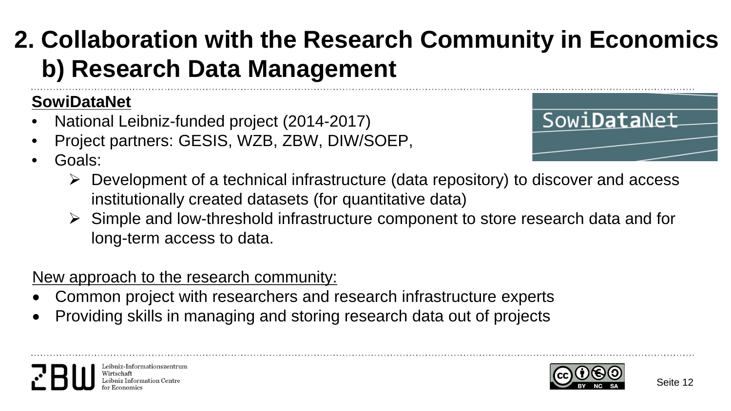# 2. Collaboration with the Research Community in Economics
## b) Research Data Management

**SowiDataNet**

- National Leibniz-funded project (2014-2017)
- Project partners: GESIS, WZB, ZBW, DIW/SOEP,
- Goals:
  - Development of a technical infrastructure (data repository) to discover and access institutionally created datasets (for quantitative data)
  - Simple and low-threshold infrastructure component to store research data and for long-term access to data.

New approach to the research community:

- Common project with researchers and research infrastructure experts
- Providing skills in managing and storing research data out of projects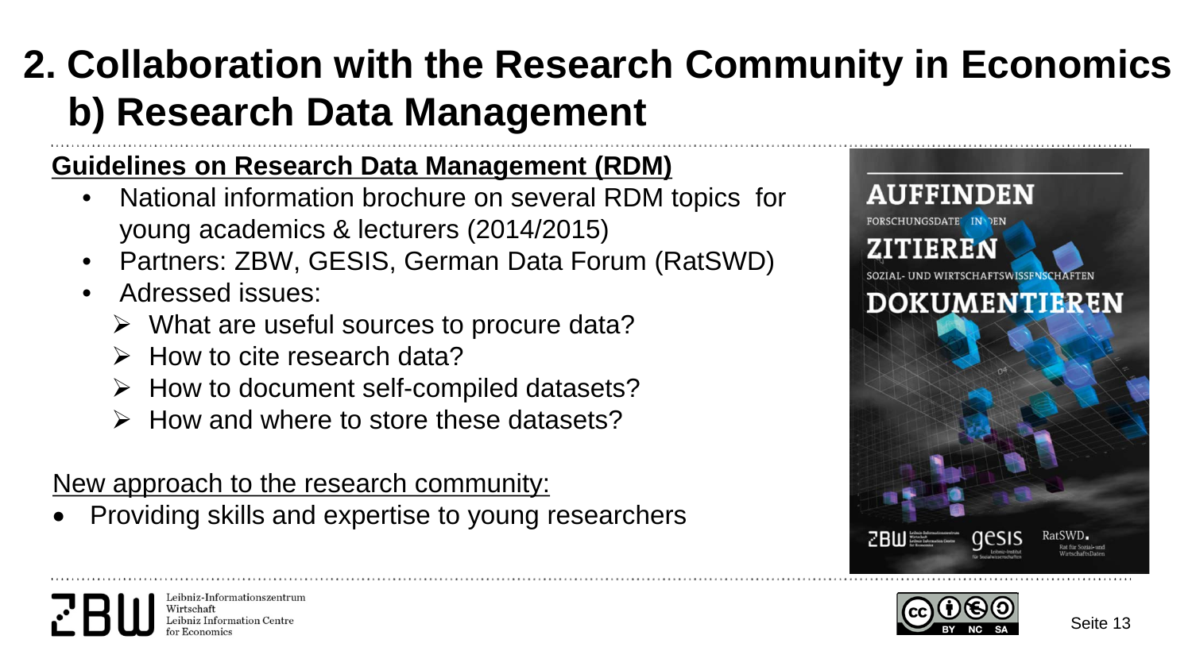# 2. Collaboration with the Research Community in Economics

## b) Research Data Management

**Guidelines on Research Data Management (RDM)**

- National information brochure on several RDM topics for young academics & lecturers (2014/2015)
- Partners: ZBW, GESIS, German Data Forum (RatSWD)
- Adressed issues:
  - What are useful sources to procure data?
  - How to cite research data?
  - How to document self-compiled datasets?
  - How and where to store these datasets?

New approach to the research community:

- Providing skills and expertise to young researchers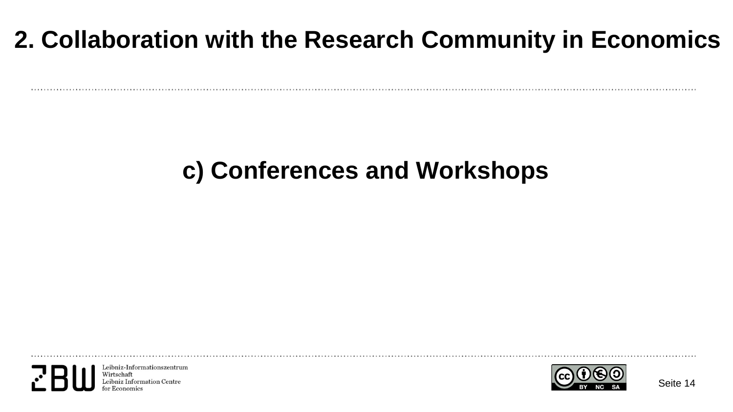# 2. Collaboration with the Research Community in Economics

## c) Conferences and Workshops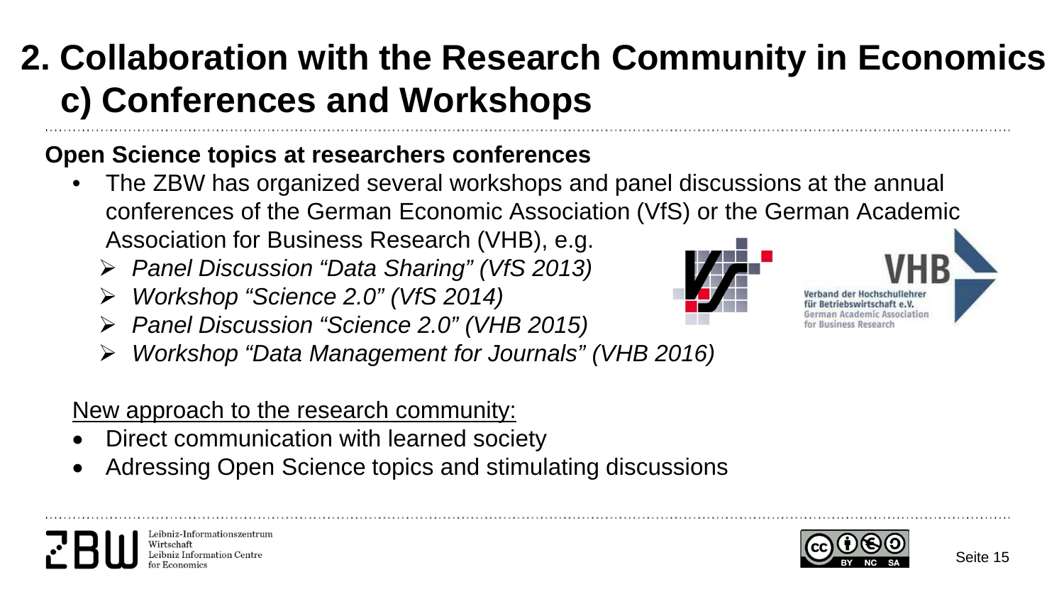# 2. Collaboration with the Research Community in Economics
## c) Conferences and Workshops

**Open Science topics at researchers conferences**

- The ZBW has organized several workshops and panel discussions at the annual conferences of the German Economic Association (VfS) or the German Academic Association for Business Research (VHB), e.g.
  - *Panel Discussion "Data Sharing" (VfS 2013)*
  - *Workshop "Science 2.0" (VfS 2014)*
  - *Panel Discussion "Science 2.0" (VHB 2015)*
  - *Workshop "Data Management for Journals" (VHB 2016)*

New approach to the research community:

- Direct communication with learned society
- Adressing Open Science topics and stimulating discussions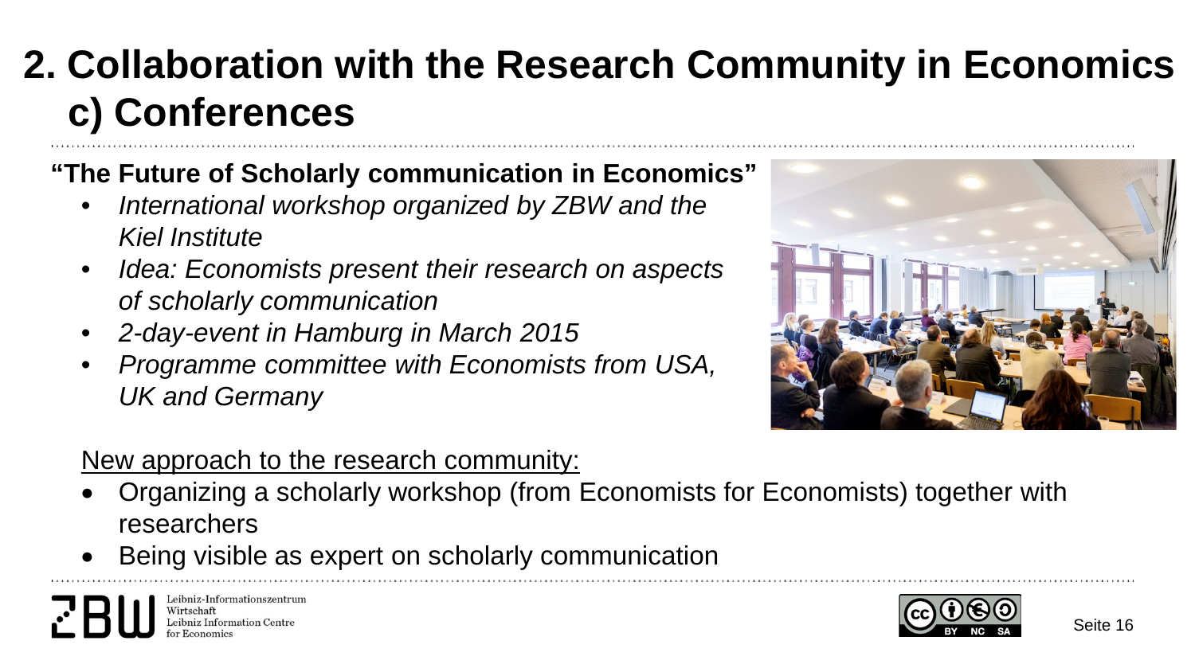# 2. Collaboration with the Research Community in Economics c) Conferences

**"The Future of Scholarly communication in Economics"**

- *International workshop organized by ZBW and the Kiel Institute*
- *Idea: Economists present their research on aspects of scholarly communication*
- *2-day-event in Hamburg in March 2015*
- *Programme committee with Economists from USA, UK and Germany*

New approach to the research community:

- Organizing a scholarly workshop (from Economists for Economists) together with researchers
- Being visible as expert on scholarly communication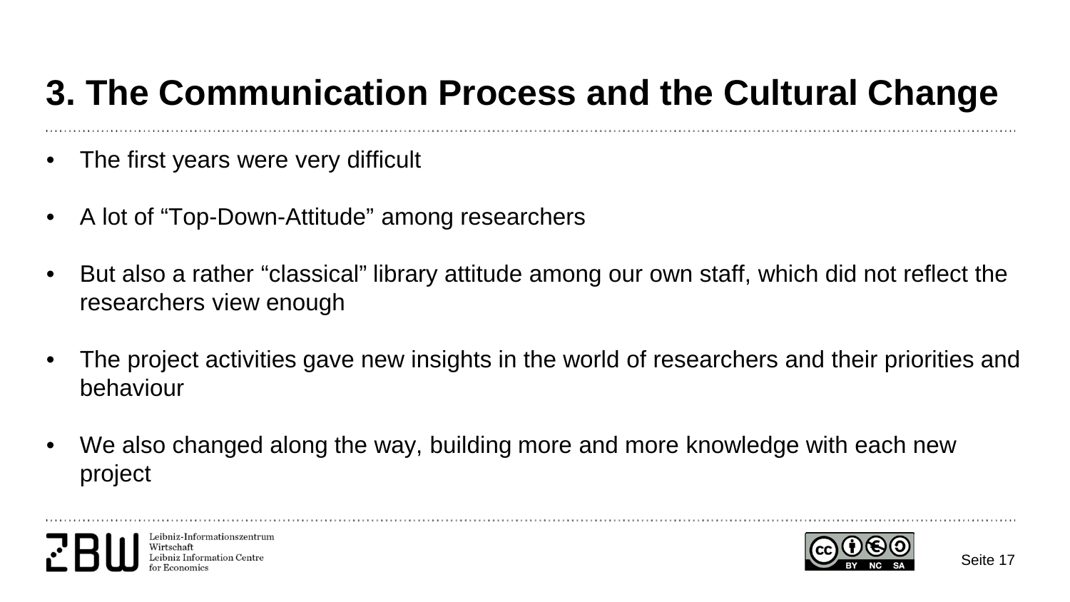# 3. The Communication Process and the Cultural Change

- The first years were very difficult
- A lot of “Top-Down-Attitude” among researchers
- But also a rather “classical” library attitude among our own staff, which did not reflect the researchers view enough
- The project activities gave new insights in the world of researchers and their priorities and behaviour
- We also changed along the way, building more and more knowledge with each new project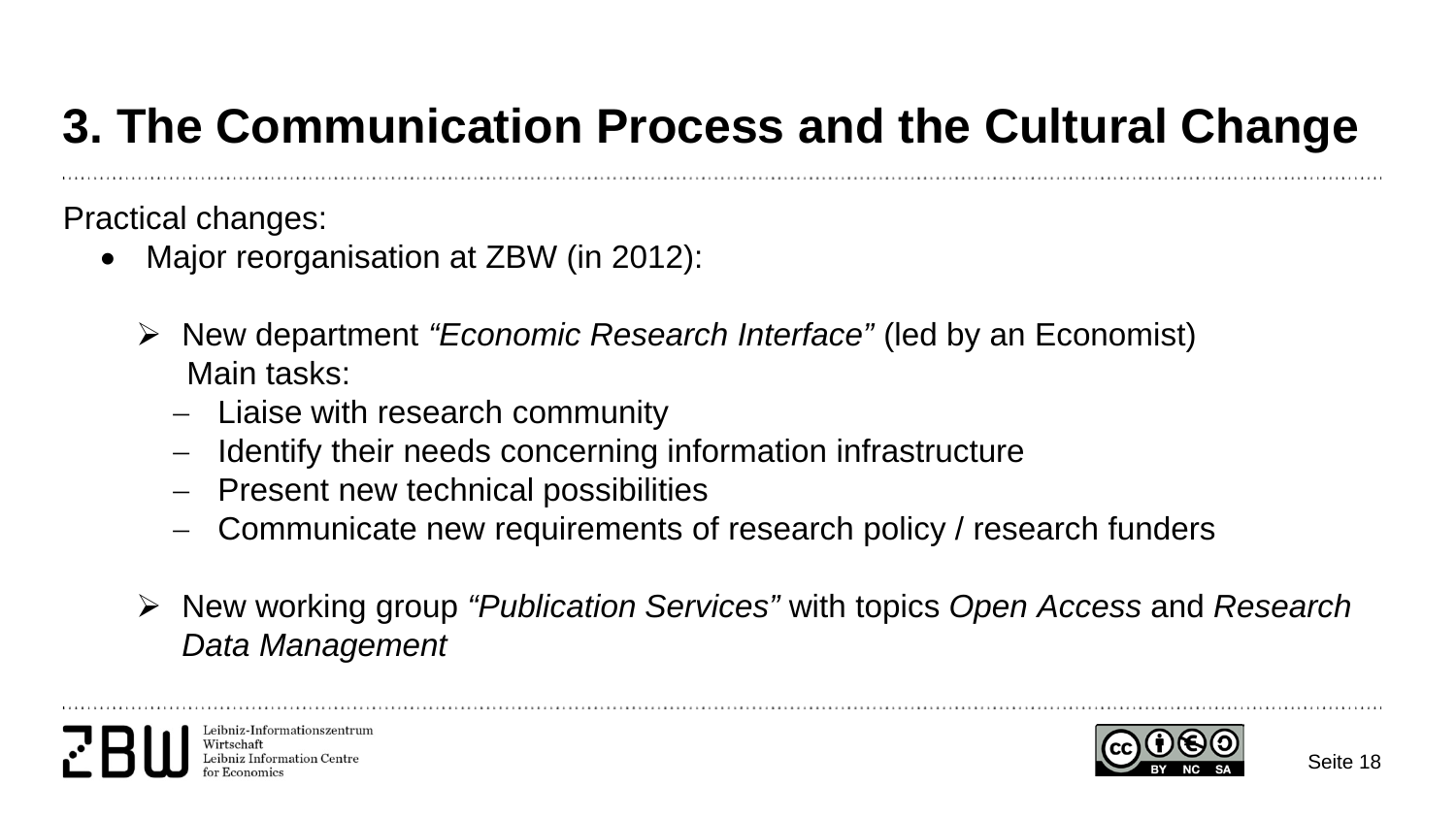# 3. The Communication Process and the Cultural Change

Practical changes:

- Major reorganisation at ZBW (in 2012):

  - New department *"Economic Research Interface"* (led by an Economist)
    Main tasks:
    - Liaise with research community
    - Identify their needs concerning information infrastructure
    - Present new technical possibilities
    - Communicate new requirements of research policy / research funders

  - New working group *"Publication Services"* with topics *Open Access* and *Research Data Management*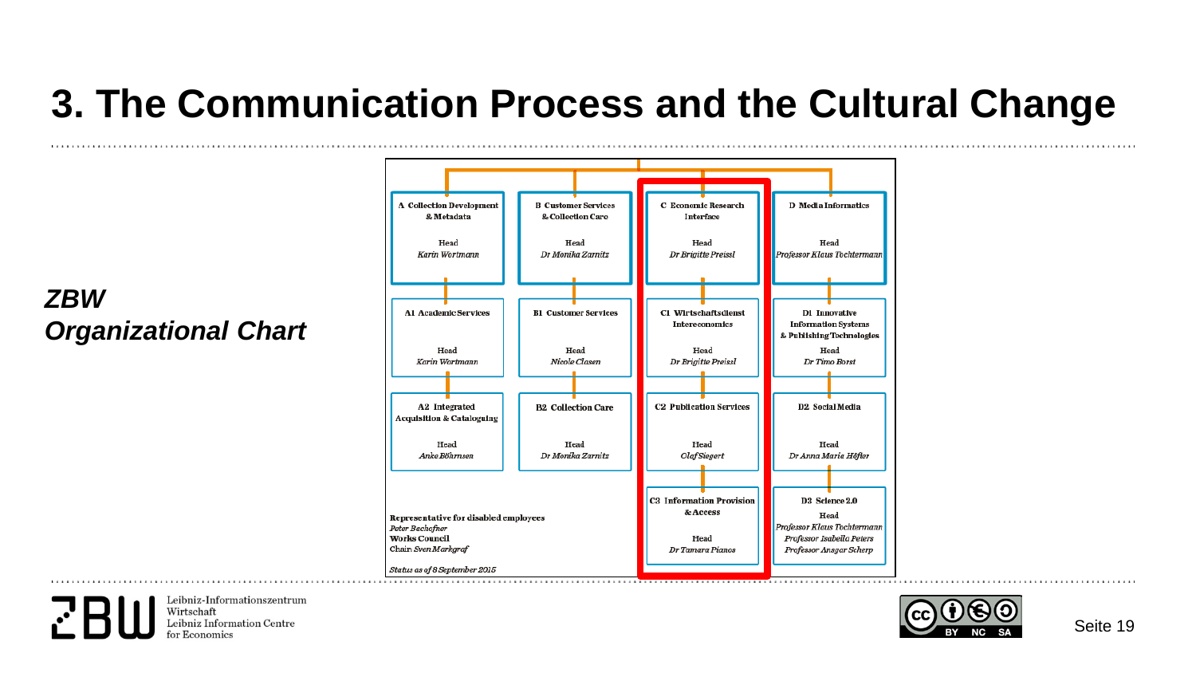# 3. The Communication Process and the Cultural Change

***ZBW Organizational Chart***

| A Collection Development & Metadata | B Customer Services & Collection Care | C Economic Research Interface | D Media Informatics |
|---|---|---|---|
| Head *Karin Wortmann* | Head *Dr Monika Zarnitz* | Head *Dr Brigitte Preissl* | Head *Professor Klaus Tochtermann* |
| **A1 Academic Services** Head *Karin Wortmann* | **B1 Customer Services** Head *Nicole Clasen* | **C1 Wirtschaftsdienst Intereconomics** Head *Dr Brigitte Preissl* | **D1 Innovative Information Systems & Publishing Technologies** Head *Dr Timo Borst* |
| **A2 Integrated Acquisition & Cataloguing** Head *Anke Böhrnsen* | **B2 Collection Care** Head *Dr Monika Zarnitz* | **C2 Publication Services** Head *Olaf Siegert* | **D2 Social Media** Head *Dr Anna Maria Höfler* |
| | | **C3 Information Provision & Access** Head *Dr Tamara Pianos* | **D3 Science 2.0** Head *Professor Klaus Tochtermann*, *Professor Isabella Peters*, *Professor Ansgar Scherp* |

**Representative for disabled employees**
*Peter Bachofner*
**Works Council**
Chair *Sven Markgraf*

*Status as of 8 September 2015*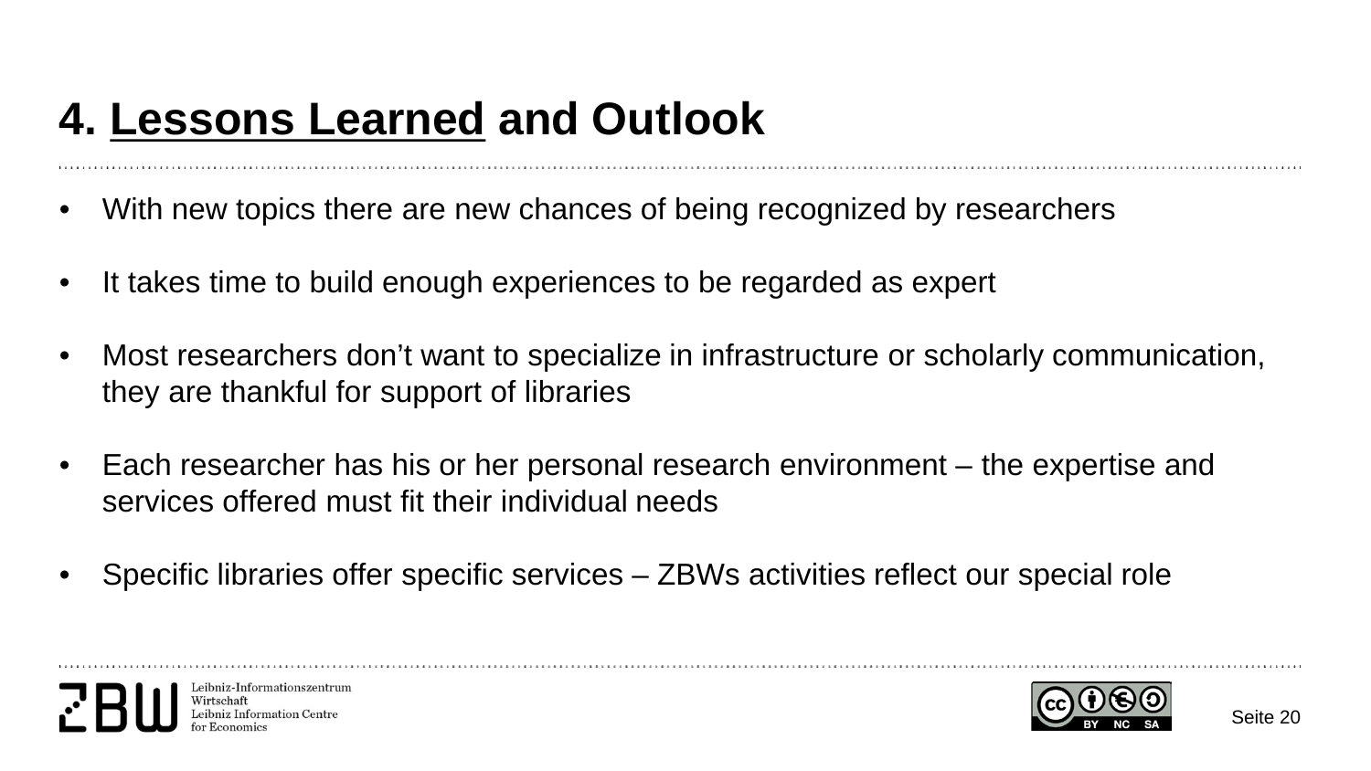# 4. Lessons Learned and Outlook

- With new topics there are new chances of being recognized by researchers
- It takes time to build enough experiences to be regarded as expert
- Most researchers don't want to specialize in infrastructure or scholarly communication, they are thankful for support of libraries
- Each researcher has his or her personal research environment – the expertise and services offered must fit their individual needs
- Specific libraries offer specific services – ZBWs activities reflect our special role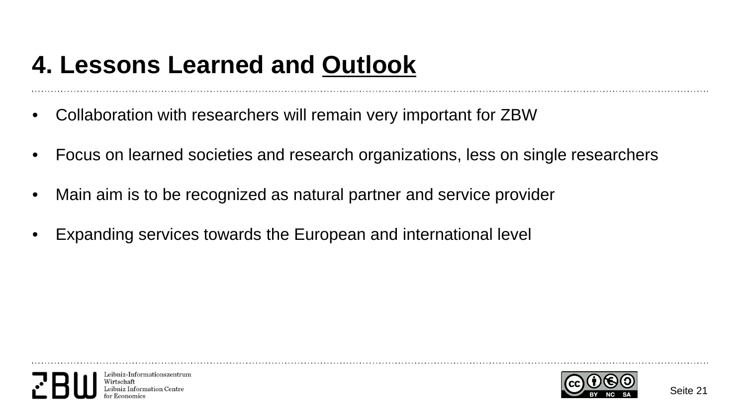# 4. Lessons Learned and Outlook

- Collaboration with researchers will remain very important for ZBW
- Focus on learned societies and research organizations, less on single researchers
- Main aim is to be recognized as natural partner and service provider
- Expanding services towards the European and international level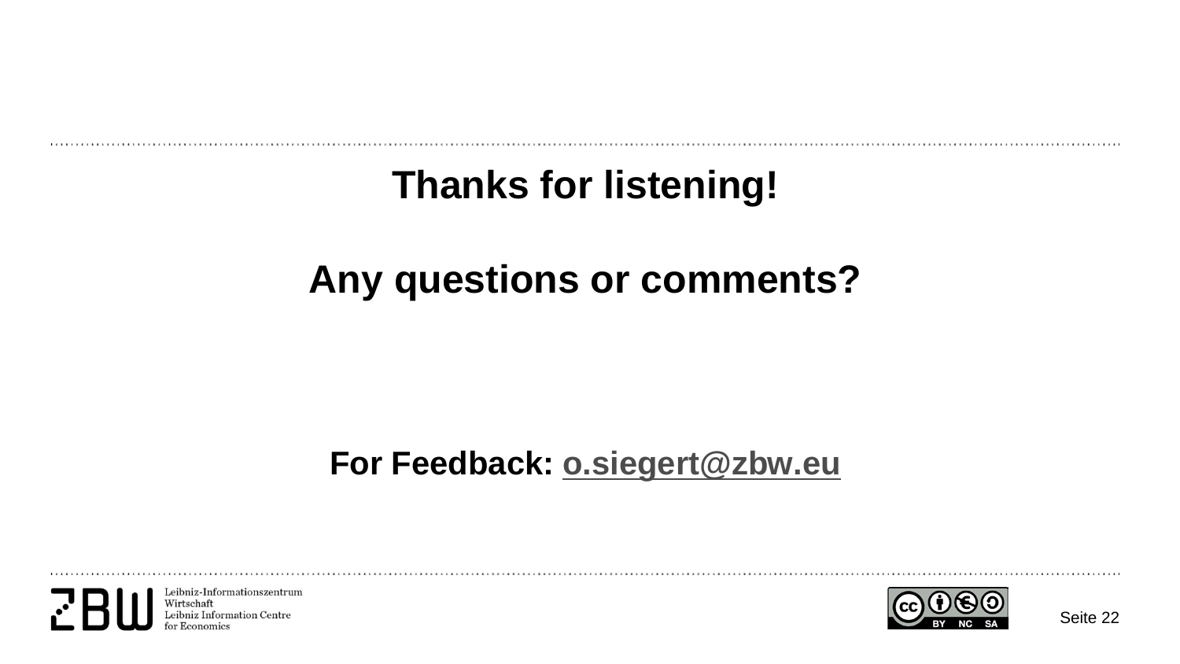**Thanks for listening!**

**Any questions or comments?**

**For Feedback: o.siegert@zbw.eu**